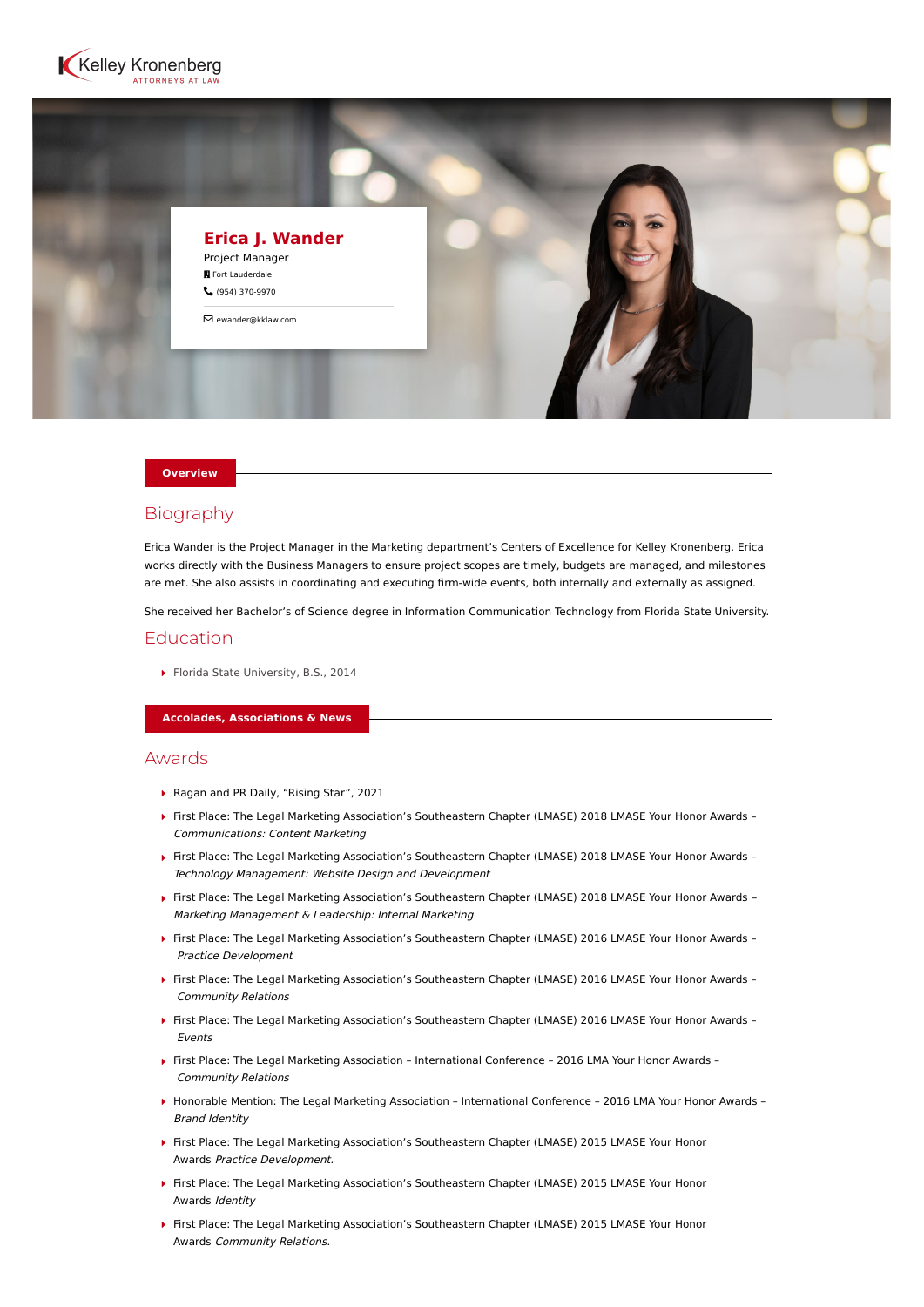Kelley Kronenberg
ATTORNEYS AT LAW

# Erica J. Wander

Project Manager

Fort Lauderdale

(954) 370-9970

ewander@kklaw.com

**Overview**

## Biography

Erica Wander is the Project Manager in the Marketing department's Centers of Excellence for Kelley Kronenberg. Erica works directly with the Business Managers to ensure project scopes are timely, budgets are managed, and milestones are met. She also assists in coordinating and executing firm-wide events, both internally and externally as assigned.

She received her Bachelor's of Science degree in Information Communication Technology from Florida State University.

## Education

- Florida State University, B.S., 2014

**Accolades, Associations & News**

## Awards

- Ragan and PR Daily, "Rising Star", 2021
- First Place: The Legal Marketing Association's Southeastern Chapter (LMASE) 2018 LMASE Your Honor Awards – *Communications: Content Marketing*
- First Place: The Legal Marketing Association's Southeastern Chapter (LMASE) 2018 LMASE Your Honor Awards – *Technology Management: Website Design and Development*
- First Place: The Legal Marketing Association's Southeastern Chapter (LMASE) 2018 LMASE Your Honor Awards – *Marketing Management & Leadership: Internal Marketing*
- First Place: The Legal Marketing Association's Southeastern Chapter (LMASE) 2016 LMASE Your Honor Awards – *Practice Development*
- First Place: The Legal Marketing Association's Southeastern Chapter (LMASE) 2016 LMASE Your Honor Awards – *Community Relations*
- First Place: The Legal Marketing Association's Southeastern Chapter (LMASE) 2016 LMASE Your Honor Awards – *Events*
- First Place: The Legal Marketing Association – International Conference – 2016 LMA Your Honor Awards – *Community Relations*
- Honorable Mention: The Legal Marketing Association – International Conference – 2016 LMA Your Honor Awards – *Brand Identity*
- First Place: The Legal Marketing Association's Southeastern Chapter (LMASE) 2015 LMASE Your Honor Awards *Practice Development.*
- First Place: The Legal Marketing Association's Southeastern Chapter (LMASE) 2015 LMASE Your Honor Awards *Identity*
- First Place: The Legal Marketing Association's Southeastern Chapter (LMASE) 2015 LMASE Your Honor Awards *Community Relations.*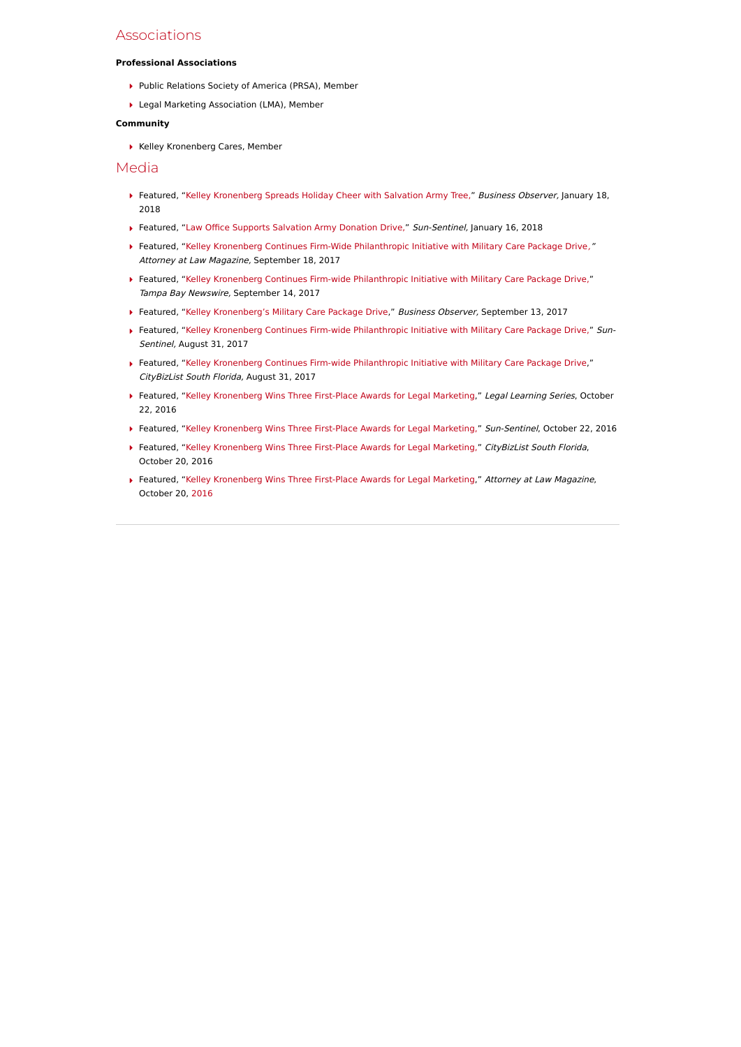## Associations

**Professional Associations**

- Public Relations Society of America (PRSA), Member
- Legal Marketing Association (LMA), Member

**Community**

- Kelley Kronenberg Cares, Member

## Media

- Featured, "Kelley Kronenberg Spreads Holiday Cheer with Salvation Army Tree," *Business Observer,* January 18, 2018
- Featured, "Law Office Supports Salvation Army Donation Drive," *Sun-Sentinel,* January 16, 2018
- Featured, "Kelley Kronenberg Continues Firm-Wide Philanthropic Initiative with Military Care Package Drive," *Attorney at Law Magazine,* September 18, 2017
- Featured, "Kelley Kronenberg Continues Firm-wide Philanthropic Initiative with Military Care Package Drive," *Tampa Bay Newswire,* September 14, 2017
- Featured, "Kelley Kronenberg's Military Care Package Drive," *Business Observer,* September 13, 2017
- Featured, "Kelley Kronenberg Continues Firm-wide Philanthropic Initiative with Military Care Package Drive," *Sun-Sentinel,* August 31, 2017
- Featured, "Kelley Kronenberg Continues Firm-wide Philanthropic Initiative with Military Care Package Drive," *CityBizList South Florida,* August 31, 2017
- Featured, "Kelley Kronenberg Wins Three First-Place Awards for Legal Marketing," *Legal Learning Series*, October 22, 2016
- Featured, "Kelley Kronenberg Wins Three First-Place Awards for Legal Marketing," *Sun-Sentinel*, October 22, 2016
- Featured, "Kelley Kronenberg Wins Three First-Place Awards for Legal Marketing," *CityBizList South Florida*, October 20, 2016
- Featured, "Kelley Kronenberg Wins Three First-Place Awards for Legal Marketing," *Attorney at Law Magazine*, October 20, 2016